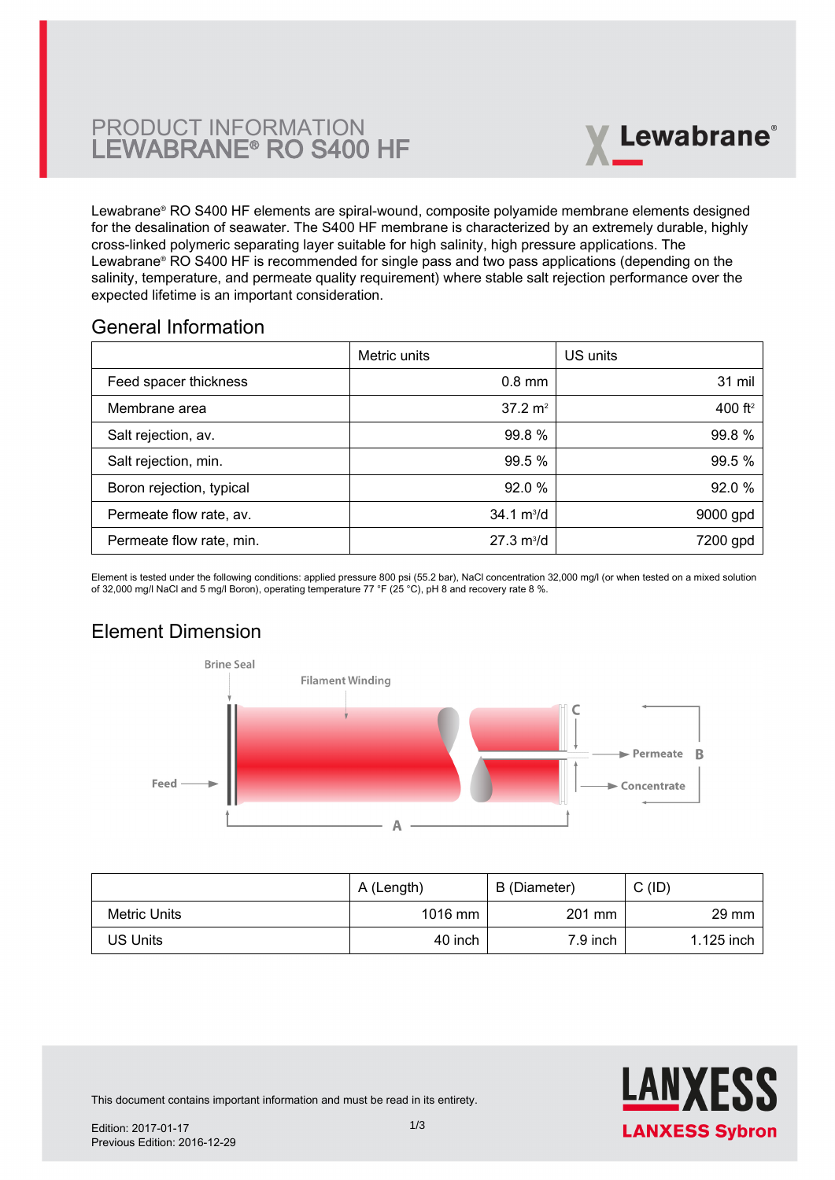# PRODUCT INFORMATION
# LEWABRANE® RO S400 HF

Lewabrane® RO S400 HF elements are spiral-wound, composite polyamide membrane elements designed for the desalination of seawater. The S400 HF membrane is characterized by an extremely durable, highly cross-linked polymeric separating layer suitable for high salinity, high pressure applications. The Lewabrane® RO S400 HF is recommended for single pass and two pass applications (depending on the salinity, temperature, and permeate quality requirement) where stable salt rejection performance over the expected lifetime is an important consideration.

## General Information

| | Metric units | US units |
|---|---|---|
| Feed spacer thickness | 0.8 mm | 31 mil |
| Membrane area | 37.2 m² | 400 ft² |
| Salt rejection, av. | 99.8 % | 99.8 % |
| Salt rejection, min. | 99.5 % | 99.5 % |
| Boron rejection, typical | 92.0 % | 92.0 % |
| Permeate flow rate, av. | 34.1 m³/d | 9000 gpd |
| Permeate flow rate, min. | 27.3 m³/d | 7200 gpd |

Element is tested under the following conditions: applied pressure 800 psi (55.2 bar), NaCl concentration 32,000 mg/l (or when tested on a mixed solution of 32,000 mg/l NaCl and 5 mg/l Boron), operating temperature 77 °F (25 °C), pH 8 and recovery rate 8 %.

## Element Dimension

Brine Seal, Filament Winding, Feed, Permeate, Concentrate, A, B, C

| | A (Length) | B (Diameter) | C (ID) |
|---|---|---|---|
| Metric Units | 1016 mm | 201 mm | 29 mm |
| US Units | 40 inch | 7.9 inch | 1.125 inch |

This document contains important information and must be read in its entirety.

Edition: 2017-01-17
Previous Edition: 2016-12-29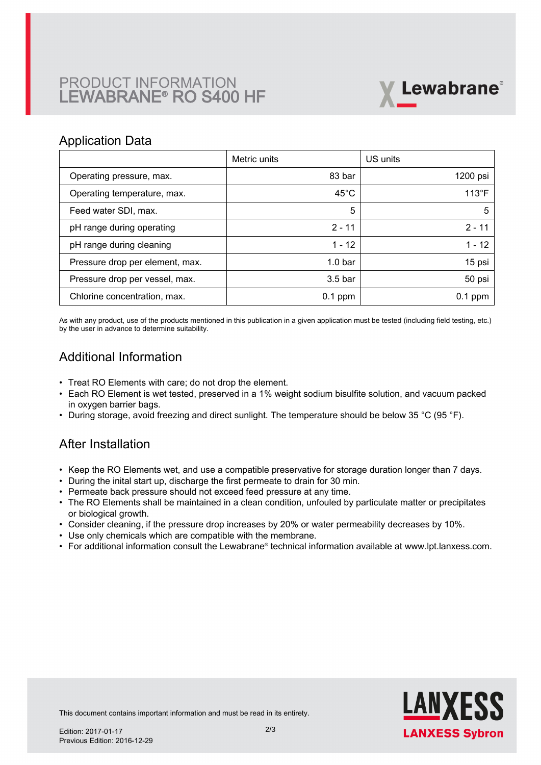# PRODUCT INFORMATION
# LEWABRANE® RO S400 HF

## Application Data

| | Metric units | US units |
|---|---|---|
| Operating pressure, max. | 83 bar | 1200 psi |
| Operating temperature, max. | 45°C | 113°F |
| Feed water SDI, max. | 5 | 5 |
| pH range during operating | 2 - 11 | 2 - 11 |
| pH range during cleaning | 1 - 12 | 1 - 12 |
| Pressure drop per element, max. | 1.0 bar | 15 psi |
| Pressure drop per vessel, max. | 3.5 bar | 50 psi |
| Chlorine concentration, max. | 0.1 ppm | 0.1 ppm |

As with any product, use of the products mentioned in this publication in a given application must be tested (including field testing, etc.) by the user in advance to determine suitability.

## Additional Information

- Treat RO Elements with care; do not drop the element.
- Each RO Element is wet tested, preserved in a 1% weight sodium bisulfite solution, and vacuum packed in oxygen barrier bags.
- During storage, avoid freezing and direct sunlight. The temperature should be below 35 °C (95 °F).

## After Installation

- Keep the RO Elements wet, and use a compatible preservative for storage duration longer than 7 days.
- During the inital start up, discharge the first permeate to drain for 30 min.
- Permeate back pressure should not exceed feed pressure at any time.
- The RO Elements shall be maintained in a clean condition, unfouled by particulate matter or precipitates or biological growth.
- Consider cleaning, if the pressure drop increases by 20% or water permeability decreases by 10%.
- Use only chemicals which are compatible with the membrane.
- For additional information consult the Lewabrane® technical information available at www.lpt.lanxess.com.

This document contains important information and must be read in its entirety.

Edition: 2017-01-17
Previous Edition: 2016-12-29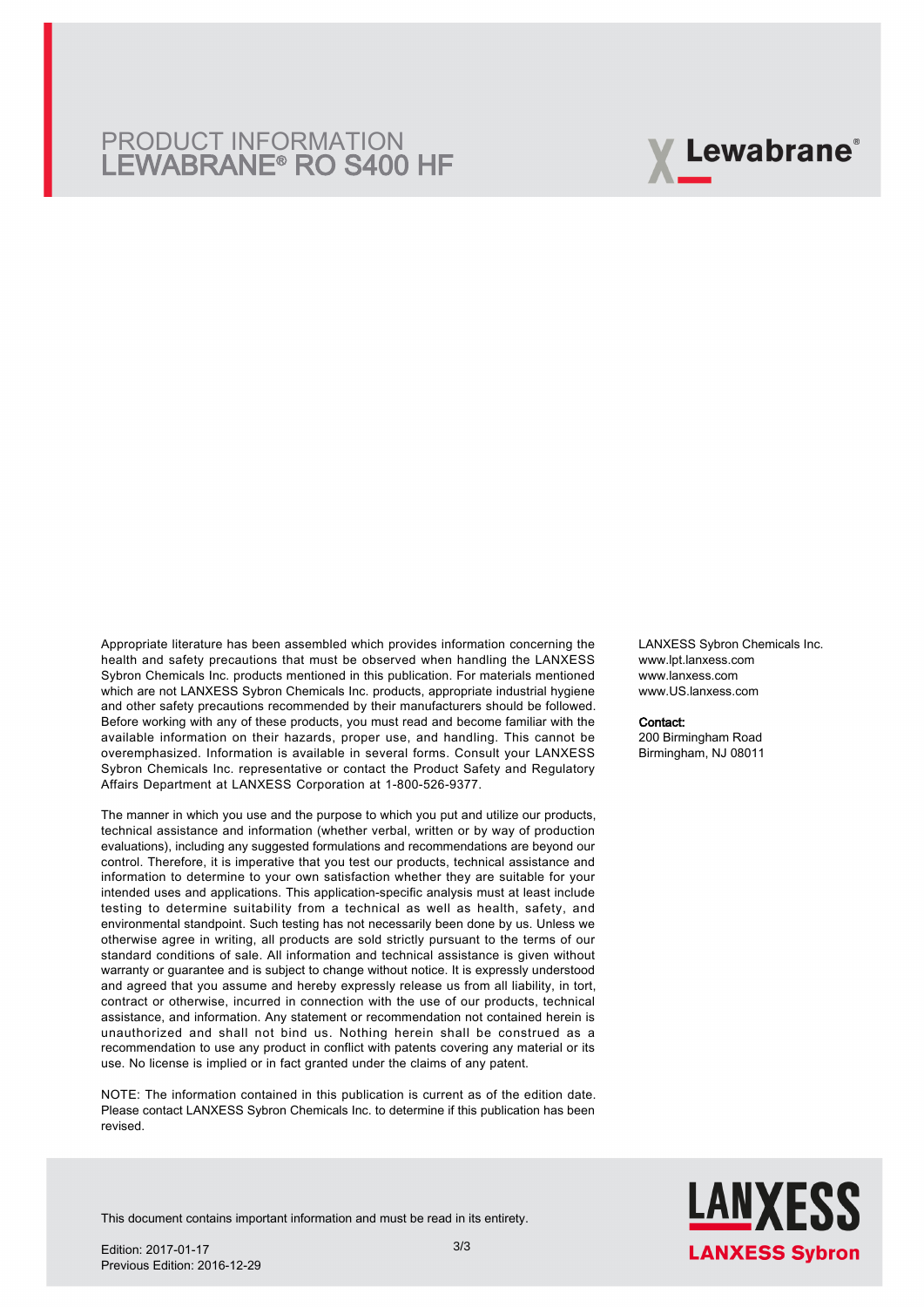Appropriate literature has been assembled which provides information concerning the health and safety precautions that must be observed when handling the LANXESS Sybron Chemicals Inc. products mentioned in this publication. For materials mentioned which are not LANXESS Sybron Chemicals Inc. products, appropriate industrial hygiene and other safety precautions recommended by their manufacturers should be followed. Before working with any of these products, you must read and become familiar with the available information on their hazards, proper use, and handling. This cannot be overemphasized. Information is available in several forms. Consult your LANXESS Sybron Chemicals Inc. representative or contact the Product Safety and Regulatory Affairs Department at LANXESS Corporation at 1-800-526-9377.

The manner in which you use and the purpose to which you put and utilize our products, technical assistance and information (whether verbal, written or by way of production evaluations), including any suggested formulations and recommendations are beyond our control. Therefore, it is imperative that you test our products, technical assistance and information to determine to your own satisfaction whether they are suitable for your intended uses and applications. This application-specific analysis must at least include testing to determine suitability from a technical as well as health, safety, and environmental standpoint. Such testing has not necessarily been done by us. Unless we otherwise agree in writing, all products are sold strictly pursuant to the terms of our standard conditions of sale. All information and technical assistance is given without warranty or guarantee and is subject to change without notice. It is expressly understood and agreed that you assume and hereby expressly release us from all liability, in tort, contract or otherwise, incurred in connection with the use of our products, technical assistance, and information. Any statement or recommendation not contained herein is unauthorized and shall not bind us. Nothing herein shall be construed as a recommendation to use any product in conflict with patents covering any material or its use. No license is implied or in fact granted under the claims of any patent.

NOTE: The information contained in this publication is current as of the edition date. Please contact LANXESS Sybron Chemicals Inc. to determine if this publication has been revised.

LANXESS Sybron Chemicals Inc.
www.lpt.lanxess.com
www.lanxess.com
www.US.lanxess.com

**Contact:**
200 Birmingham Road
Birmingham, NJ 08011

This document contains important information and must be read in its entirety.

Edition: 2017-01-17
Previous Edition: 2016-12-29